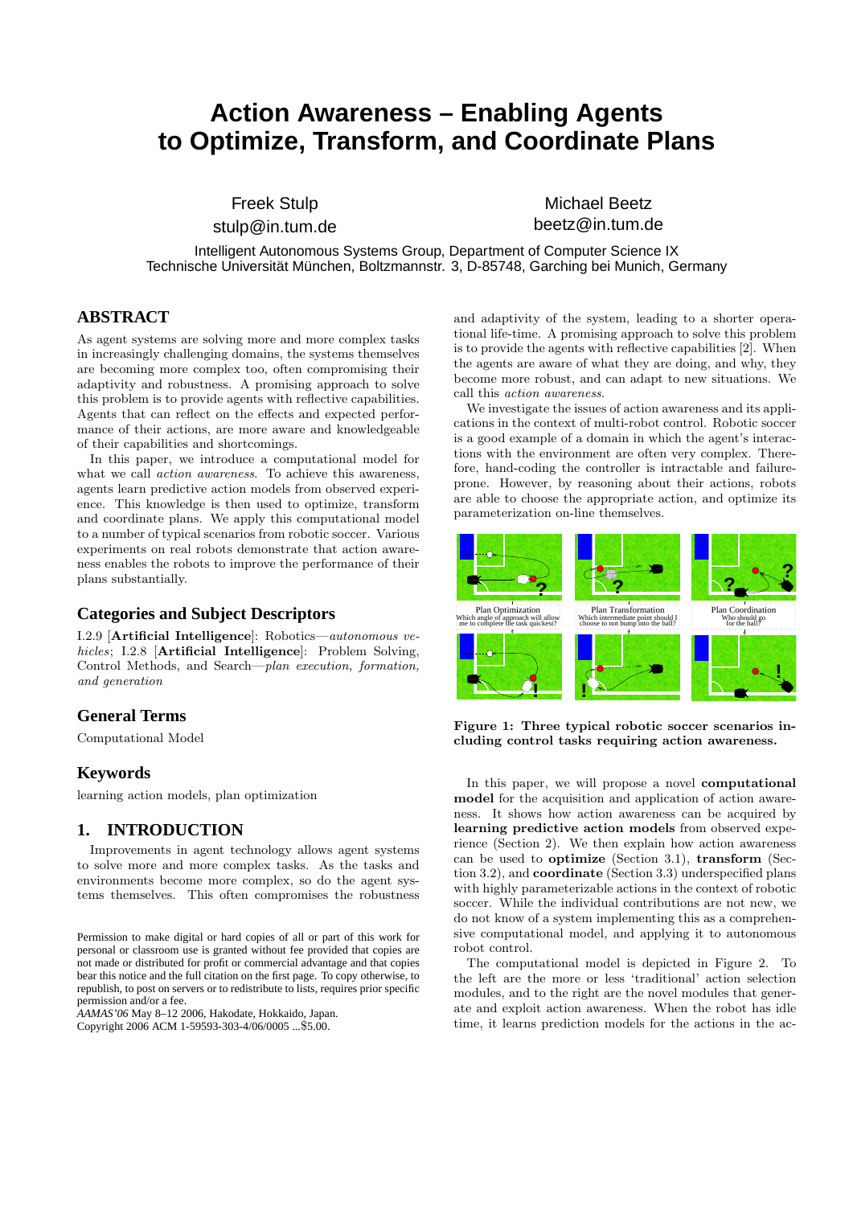# Action Awareness – Enabling Agents to Optimize, Transform, and Coordinate Plans

Freek Stulp
stulp@in.tum.de

Michael Beetz
beetz@in.tum.de

Intelligent Autonomous Systems Group, Department of Computer Science IX
Technische Universität München, Boltzmannstr. 3, D-85748, Garching bei Munich, Germany

## ABSTRACT

As agent systems are solving more and more complex tasks in increasingly challenging domains, the systems themselves are becoming more complex too, often compromising their adaptivity and robustness. A promising approach to solve this problem is to provide agents with reflective capabilities. Agents that can reflect on the effects and expected performance of their actions, are more aware and knowledgeable of their capabilities and shortcomings.

In this paper, we introduce a computational model for what we call *action awareness*. To achieve this awareness, agents learn predictive action models from observed experience. This knowledge is then used to optimize, transform and coordinate plans. We apply this computational model to a number of typical scenarios from robotic soccer. Various experiments on real robots demonstrate that action awareness enables the robots to improve the performance of their plans substantially.

## Categories and Subject Descriptors

I.2.9 [**Artificial Intelligence**]: Robotics—*autonomous vehicles*; I.2.8 [**Artificial Intelligence**]: Problem Solving, Control Methods, and Search—*plan execution, formation, and generation*

## General Terms

Computational Model

## Keywords

learning action models, plan optimization

## 1. INTRODUCTION

Improvements in agent technology allows agent systems to solve more and more complex tasks. As the tasks and environments become more complex, so do the agent systems themselves. This often compromises the robustness and adaptivity of the system, leading to a shorter operational life-time. A promising approach to solve this problem is to provide the agents with reflective capabilities [2]. When the agents are aware of what they are doing, and why, they become more robust, and can adapt to new situations. We call this *action awareness*.

We investigate the issues of action awareness and its applications in the context of multi-robot control. Robotic soccer is a good example of a domain in which the agent's interactions with the environment are often very complex. Therefore, hand-coding the controller is intractable and failure-prone. However, by reasoning about their actions, robots are able to choose the appropriate action, and optimize its parameterization on-line themselves.

Plan Optimization: Which angle of approach will allow me to complete the task quickest?
Plan Transformation: Which intermediate point should I choose to not bump into the ball?
Plan Coordination: Who should go for the ball?

**Figure 1: Three typical robotic soccer scenarios including control tasks requiring action awareness.**

In this paper, we will propose a novel **computational model** for the acquisition and application of action awareness. It shows how action awareness can be acquired by **learning predictive action models** from observed experience (Section 2). We then explain how action awareness can be used to **optimize** (Section 3.1), **transform** (Section 3.2), and **coordinate** (Section 3.3) underspecified plans with highly parameterizable actions in the context of robotic soccer. While the individual contributions are not new, we do not know of a system implementing this as a comprehensive computational model, and applying it to autonomous robot control.

The computational model is depicted in Figure 2. To the left are the more or less 'traditional' action selection modules, and to the right are the novel modules that generate and exploit action awareness. When the robot has idle time, it learns prediction models for the actions in the ac-

Permission to make digital or hard copies of all or part of this work for personal or classroom use is granted without fee provided that copies are not made or distributed for profit or commercial advantage and that copies bear this notice and the full citation on the first page. To copy otherwise, to republish, to post on servers or to redistribute to lists, requires prior specific permission and/or a fee.
*AAMAS'06* May 8–12 2006, Hakodate, Hokkaido, Japan.
Copyright 2006 ACM 1-59593-303-4/06/0005 ...$5.00.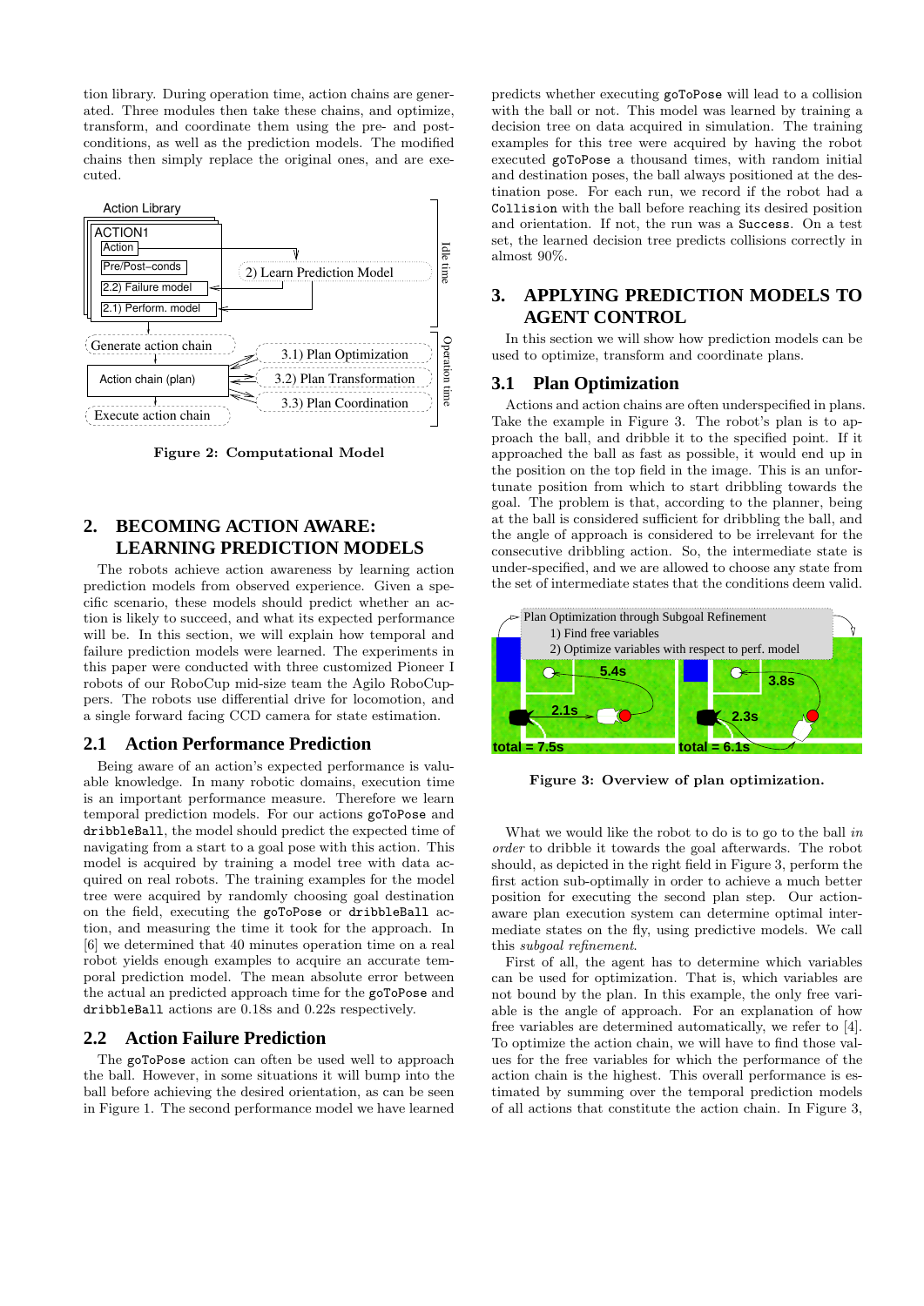tion library. During operation time, action chains are generated. Three modules then take these chains, and optimize, transform, and coordinate them using the pre- and postconditions, as well as the prediction models. The modified chains then simply replace the original ones, and are executed.

Action Library

ACTION1

Action

Pre/Post–conds

2.2) Failure model

2.1) Perform. model

2) Learn Prediction Model

Idle time

Generate action chain

Action chain (plan)

Execute action chain

3.1) Plan Optimization

3.2) Plan Transformation

3.3) Plan Coordination

Operation time

**Figure 2: Computational Model**

## 2. BECOMING ACTION AWARE: LEARNING PREDICTION MODELS

The robots achieve action awareness by learning action prediction models from observed experience. Given a specific scenario, these models should predict whether an action is likely to succeed, and what its expected performance will be. In this section, we will explain how temporal and failure prediction models were learned. The experiments in this paper were conducted with three customized Pioneer I robots of our RoboCup mid-size team the Agilo RoboCuppers. The robots use differential drive for locomotion, and a single forward facing CCD camera for state estimation.

### 2.1 Action Performance Prediction

Being aware of an action's expected performance is valuable knowledge. In many robotic domains, execution time is an important performance measure. Therefore we learn temporal prediction models. For our actions `goToPose` and `dribbleBall`, the model should predict the expected time of navigating from a start to a goal pose with this action. This model is acquired by training a model tree with data acquired on real robots. The training examples for the model tree were acquired by randomly choosing goal destination on the field, executing the `goToPose` or `dribbleBall` action, and measuring the time it took for the approach. In [6] we determined that 40 minutes operation time on a real robot yields enough examples to acquire an accurate temporal prediction model. The mean absolute error between the actual an predicted approach time for the `goToPose` and `dribbleBall` actions are 0.18s and 0.22s respectively.

### 2.2 Action Failure Prediction

The `goToPose` action can often be used well to approach the ball. However, in some situations it will bump into the ball before achieving the desired orientation, as can be seen in Figure 1. The second performance model we have learned predicts whether executing `goToPose` will lead to a collision with the ball or not. This model was learned by training a decision tree on data acquired in simulation. The training examples for this tree were acquired by having the robot executed `goToPose` a thousand times, with random initial and destination poses, the ball always positioned at the destination pose. For each run, we record if the robot had a `Collision` with the ball before reaching its desired position and orientation. If not, the run was a `Success`. On a test set, the learned decision tree predicts collisions correctly in almost 90%.

## 3. APPLYING PREDICTION MODELS TO AGENT CONTROL

In this section we will show how prediction models can be used to optimize, transform and coordinate plans.

### 3.1 Plan Optimization

Actions and action chains are often underspecified in plans. Take the example in Figure 3. The robot's plan is to approach the ball, and dribble it to the specified point. If it approached the ball as fast as possible, it would end up in the position on the top field in the image. This is an unfortunate position from which to start dribbling towards the goal. The problem is that, according to the planner, being at the ball is considered sufficient for dribbling the ball, and the angle of approach is considered to be irrelevant for the consecutive dribbling action. So, the intermediate state is under-specified, and we are allowed to choose any state from the set of intermediate states that the conditions deem valid.

Plan Optimization through Subgoal Refinement
1) Find free variables
2) Optimize variables with respect to perf. model

5.4s
2.1s
total = 7.5s
3.8s
2.3s
total = 6.1s

**Figure 3: Overview of plan optimization.**

What we would like the robot to do is to go to the ball *in order* to dribble it towards the goal afterwards. The robot should, as depicted in the right field in Figure 3, perform the first action sub-optimally in order to achieve a much better position for executing the second plan step. Our action-aware plan execution system can determine optimal intermediate states on the fly, using predictive models. We call this *subgoal refinement*.

First of all, the agent has to determine which variables can be used for optimization. That is, which variables are not bound by the plan. In this example, the only free variable is the angle of approach. For an explanation of how free variables are determined automatically, we refer to [4]. To optimize the action chain, we will have to find those values for the free variables for which the performance of the action chain is the highest. This overall performance is estimated by summing over the temporal prediction models of all actions that constitute the action chain. In Figure 3,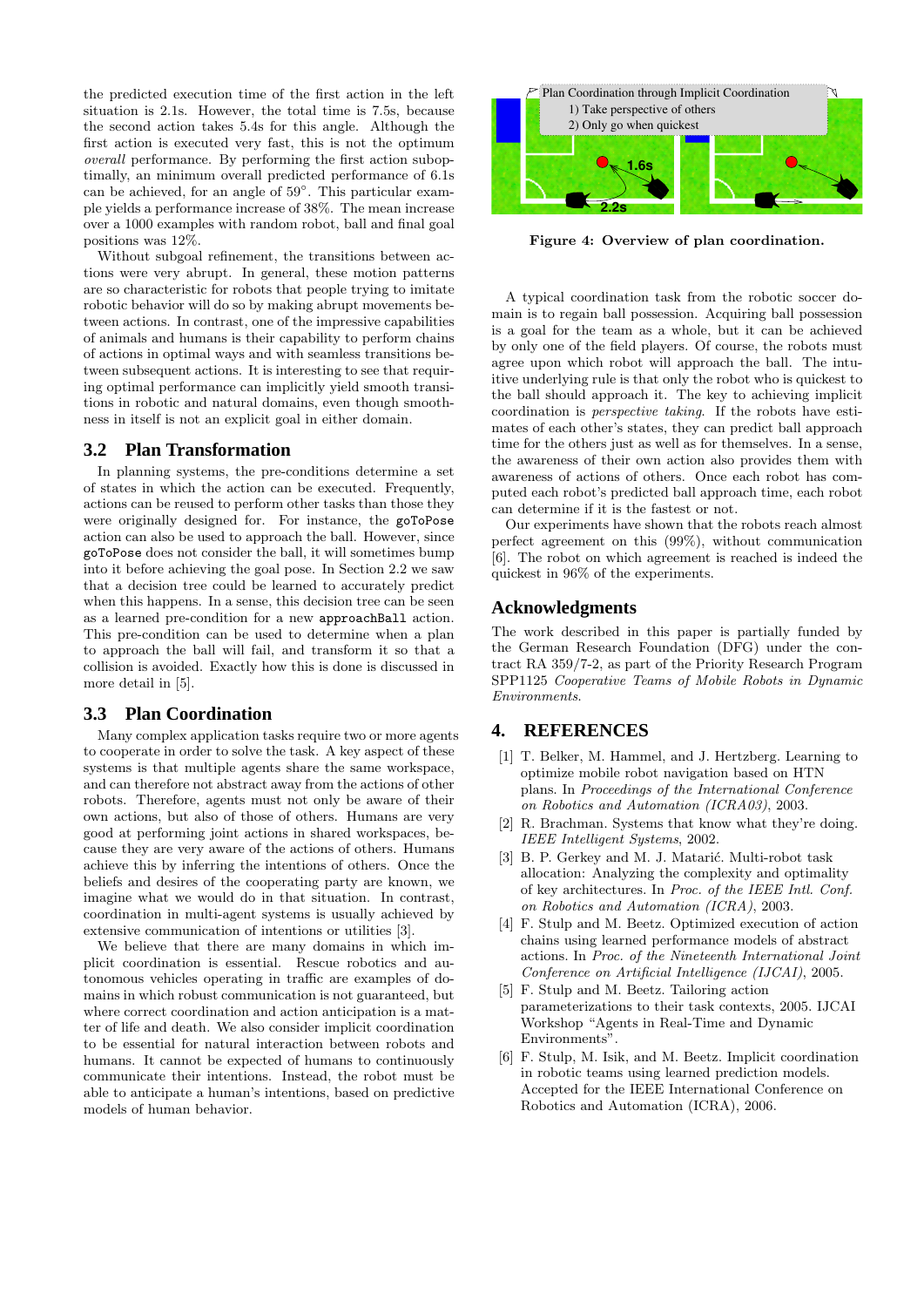the predicted execution time of the first action in the left situation is 2.1s. However, the total time is 7.5s, because the second action takes 5.4s for this angle. Although the first action is executed very fast, this is not the optimum *overall* performance. By performing the first action suboptimally, an minimum overall predicted performance of 6.1s can be achieved, for an angle of 59°. This particular example yields a performance increase of 38%. The mean increase over a 1000 examples with random robot, ball and final goal positions was 12%.

Without subgoal refinement, the transitions between actions were very abrupt. In general, these motion patterns are so characteristic for robots that people trying to imitate robotic behavior will do so by making abrupt movements between actions. In contrast, one of the impressive capabilities of animals and humans is their capability to perform chains of actions in optimal ways and with seamless transitions between subsequent actions. It is interesting to see that requiring optimal performance can implicitly yield smooth transitions in robotic and natural domains, even though smoothness in itself is not an explicit goal in either domain.

### 3.2 Plan Transformation

In planning systems, the pre-conditions determine a set of states in which the action can be executed. Frequently, actions can be reused to perform other tasks than those they were originally designed for. For instance, the `goToPose` action can also be used to approach the ball. However, since `goToPose` does not consider the ball, it will sometimes bump into it before achieving the goal pose. In Section 2.2 we saw that a decision tree could be learned to accurately predict when this happens. In a sense, this decision tree can be seen as a learned pre-condition for a new `approachBall` action. This pre-condition can be used to determine when a plan to approach the ball will fail, and transform it so that a collision is avoided. Exactly how this is done is discussed in more detail in [5].

### 3.3 Plan Coordination

Many complex application tasks require two or more agents to cooperate in order to solve the task. A key aspect of these systems is that multiple agents share the same workspace, and can therefore not abstract away from the actions of other robots. Therefore, agents must not only be aware of their own actions, but also of those of others. Humans are very good at performing joint actions in shared workspaces, because they are very aware of the actions of others. Humans achieve this by inferring the intentions of others. Once the beliefs and desires of the cooperating party are known, we imagine what we would do in that situation. In contrast, coordination in multi-agent systems is usually achieved by extensive communication of intentions or utilities [3].

We believe that there are many domains in which implicit coordination is essential. Rescue robotics and autonomous vehicles operating in traffic are examples of domains in which robust communication is not guaranteed, but where correct coordination and action anticipation is a matter of life and death. We also consider implicit coordination to be essential for natural interaction between robots and humans. It cannot be expected of humans to continuously communicate their intentions. Instead, the robot must be able to anticipate a human's intentions, based on predictive models of human behavior.

Plan Coordination through Implicit Coordination
1) Take perspective of others
2) Only go when quickest
1.6s
2.2s

**Figure 4: Overview of plan coordination.**

A typical coordination task from the robotic soccer domain is to regain ball possession. Acquiring ball possession is a goal for the team as a whole, but it can be achieved by only one of the field players. Of course, the robots must agree upon which robot will approach the ball. The intuitive underlying rule is that only the robot who is quickest to the ball should approach it. The key to achieving implicit coordination is *perspective taking*. If the robots have estimates of each other's states, they can predict ball approach time for the others just as well as for themselves. In a sense, the awareness of their own action also provides them with awareness of actions of others. Once each robot has computed each robot's predicted ball approach time, each robot can determine if it is the fastest or not.

Our experiments have shown that the robots reach almost perfect agreement on this (99%), without communication [6]. The robot on which agreement is reached is indeed the quickest in 96% of the experiments.

## Acknowledgments

The work described in this paper is partially funded by the German Research Foundation (DFG) under the contract RA 359/7-2, as part of the Priority Research Program SPP1125 *Cooperative Teams of Mobile Robots in Dynamic Environments*.

## 4. REFERENCES

[1] T. Belker, M. Hammel, and J. Hertzberg. Learning to optimize mobile robot navigation based on HTN plans. In *Proceedings of the International Conference on Robotics and Automation (ICRA03)*, 2003.

[2] R. Brachman. Systems that know what they're doing. *IEEE Intelligent Systems*, 2002.

[3] B. P. Gerkey and M. J. Matarić. Multi-robot task allocation: Analyzing the complexity and optimality of key architectures. In *Proc. of the IEEE Intl. Conf. on Robotics and Automation (ICRA)*, 2003.

[4] F. Stulp and M. Beetz. Optimized execution of action chains using learned performance models of abstract actions. In *Proc. of the Nineteenth International Joint Conference on Artificial Intelligence (IJCAI)*, 2005.

[5] F. Stulp and M. Beetz. Tailoring action parameterizations to their task contexts, 2005. IJCAI Workshop "Agents in Real-Time and Dynamic Environments".

[6] F. Stulp, M. Isik, and M. Beetz. Implicit coordination in robotic teams using learned prediction models. Accepted for the IEEE International Conference on Robotics and Automation (ICRA), 2006.